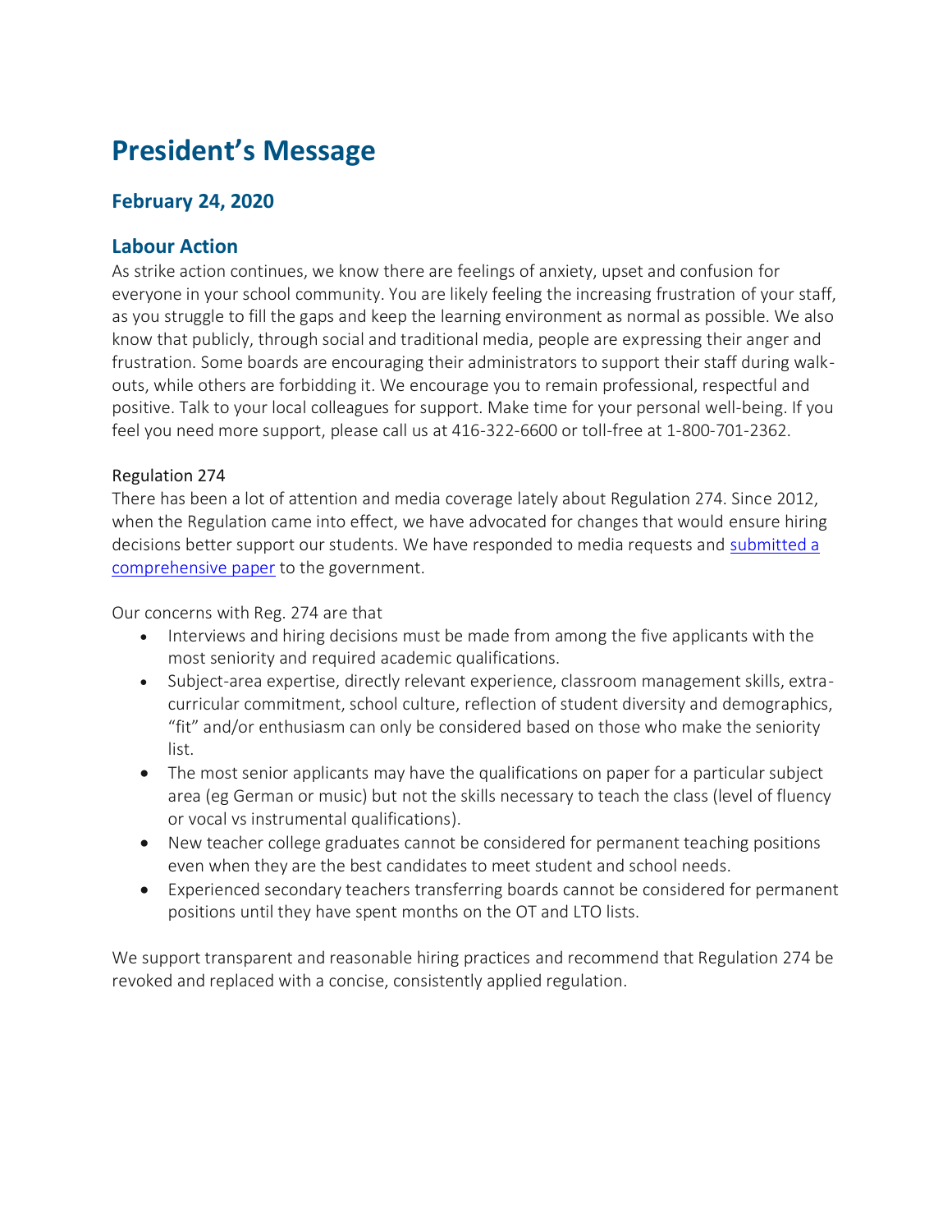# President's Message

## February 24, 2020

## Labour Action

As strike action continues, we know there are feelings of anxiety, upset and confusion for everyone in your school community. You are likely feeling the increasing frustration of your staff, as you struggle to fill the gaps and keep the learning environment as normal as possible. We also know that publicly, through social and traditional media, people are expressing their anger and frustration. Some boards are encouraging their administrators to support their staff during walk-outs, while others are forbidding it. We encourage you to remain professional, respectful and positive. Talk to your local colleagues for support. Make time for your personal well-being. If you feel you need more support, please call us at 416-322-6600 or toll-free at 1-800-701-2362.

Regulation 274

There has been a lot of attention and media coverage lately about Regulation 274. Since 2012, when the Regulation came into effect, we have advocated for changes that would ensure hiring decisions better support our students. We have responded to media requests and [submitted a comprehensive paper]() to the government.

Our concerns with Reg. 274 are that

- Interviews and hiring decisions must be made from among the five applicants with the most seniority and required academic qualifications.
- Subject-area expertise, directly relevant experience, classroom management skills, extra-curricular commitment, school culture, reflection of student diversity and demographics, "fit" and/or enthusiasm can only be considered based on those who make the seniority list.
- The most senior applicants may have the qualifications on paper for a particular subject area (eg German or music) but not the skills necessary to teach the class (level of fluency or vocal vs instrumental qualifications).
- New teacher college graduates cannot be considered for permanent teaching positions even when they are the best candidates to meet student and school needs.
- Experienced secondary teachers transferring boards cannot be considered for permanent positions until they have spent months on the OT and LTO lists.

We support transparent and reasonable hiring practices and recommend that Regulation 274 be revoked and replaced with a concise, consistently applied regulation.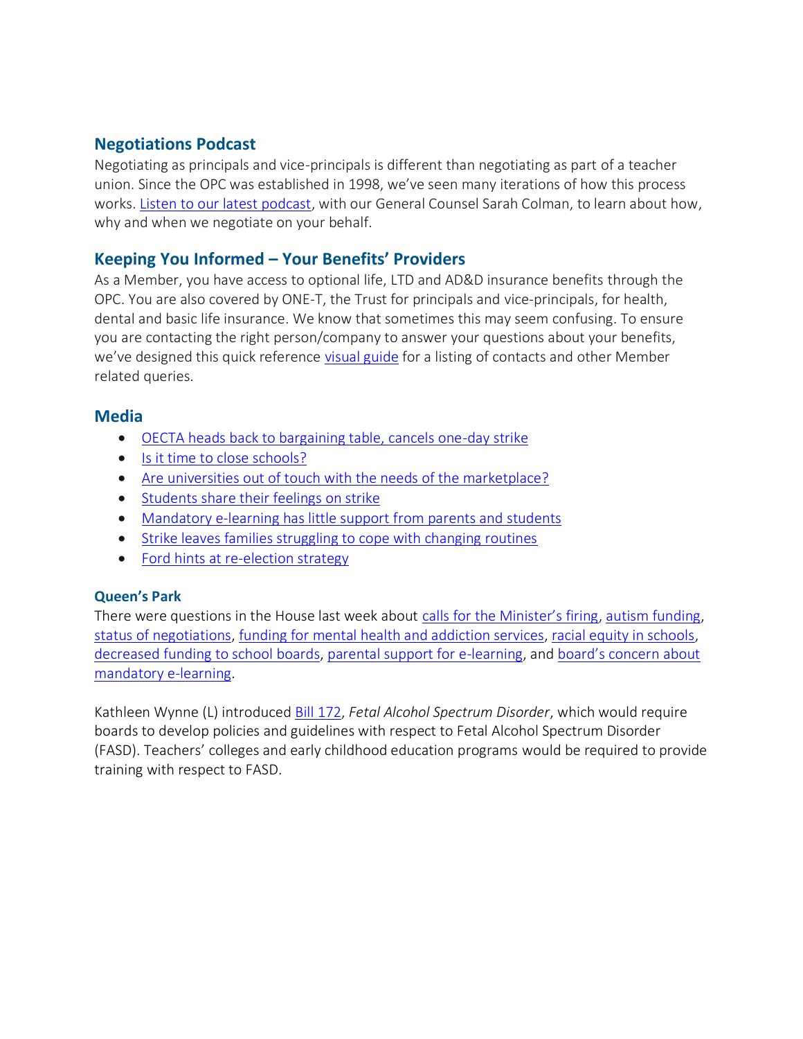## Negotiations Podcast

Negotiating as principals and vice-principals is different than negotiating as part of a teacher union. Since the OPC was established in 1998, we've seen many iterations of how this process works. Listen to our latest podcast, with our General Counsel Sarah Colman, to learn about how, why and when we negotiate on your behalf.

## Keeping You Informed – Your Benefits' Providers

As a Member, you have access to optional life, LTD and AD&D insurance benefits through the OPC. You are also covered by ONE-T, the Trust for principals and vice-principals, for health, dental and basic life insurance. We know that sometimes this may seem confusing. To ensure you are contacting the right person/company to answer your questions about your benefits, we've designed this quick reference visual guide for a listing of contacts and other Member related queries.

## Media

- OECTA heads back to bargaining table, cancels one-day strike
- Is it time to close schools?
- Are universities out of touch with the needs of the marketplace?
- Students share their feelings on strike
- Mandatory e-learning has little support from parents and students
- Strike leaves families struggling to cope with changing routines
- Ford hints at re-election strategy

### Queen's Park

There were questions in the House last week about calls for the Minister's firing, autism funding, status of negotiations, funding for mental health and addiction services, racial equity in schools, decreased funding to school boards, parental support for e-learning, and board's concern about mandatory e-learning.

Kathleen Wynne (L) introduced Bill 172, *Fetal Alcohol Spectrum Disorder*, which would require boards to develop policies and guidelines with respect to Fetal Alcohol Spectrum Disorder (FASD). Teachers' colleges and early childhood education programs would be required to provide training with respect to FASD.